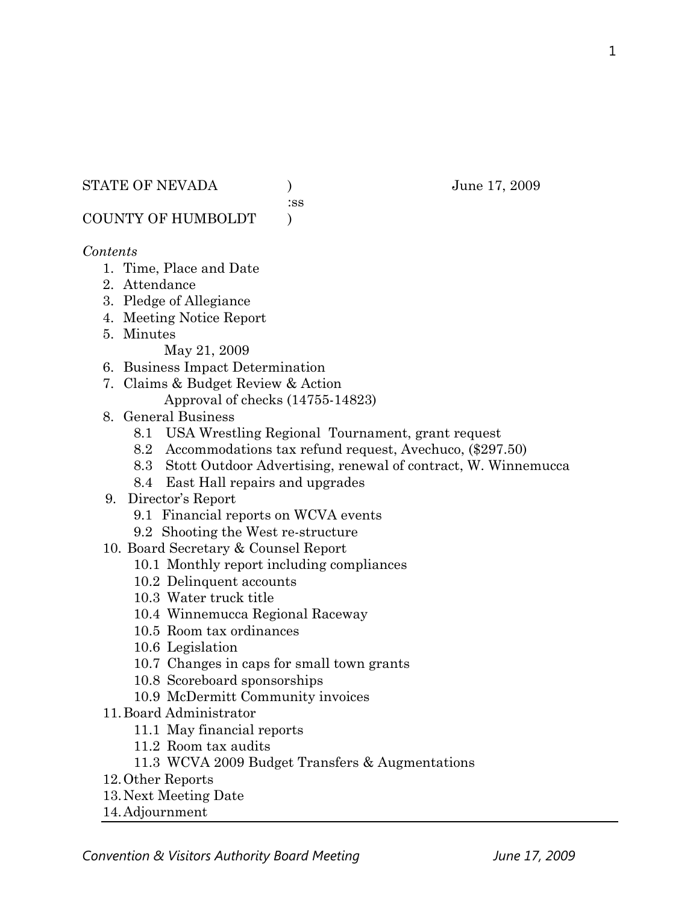STATE OF NEVADA )
:ss
COUNTY OF HUMBOLDT )

June 17, 2009

*Contents*

1. Time, Place and Date
2. Attendance
3. Pledge of Allegiance
4. Meeting Notice Report
5. Minutes
   - May 21, 2009
6. Business Impact Determination
7. Claims & Budget Review & Action
   - Approval of checks (14755-14823)
8. General Business
   - 8.1 USA Wrestling Regional Tournament, grant request
   - 8.2 Accommodations tax refund request, Avechuco, ($297.50)
   - 8.3 Stott Outdoor Advertising, renewal of contract, W. Winnemucca
   - 8.4 East Hall repairs and upgrades
9. Director's Report
   - 9.1 Financial reports on WCVA events
   - 9.2 Shooting the West re-structure
10. Board Secretary & Counsel Report
    - 10.1 Monthly report including compliances
    - 10.2 Delinquent accounts
    - 10.3 Water truck title
    - 10.4 Winnemucca Regional Raceway
    - 10.5 Room tax ordinances
    - 10.6 Legislation
    - 10.7 Changes in caps for small town grants
    - 10.8 Scoreboard sponsorships
    - 10.9 McDermitt Community invoices
11. Board Administrator
    - 11.1 May financial reports
    - 11.2 Room tax audits
    - 11.3 WCVA 2009 Budget Transfers & Augmentations
12. Other Reports
13. Next Meeting Date
14. Adjournment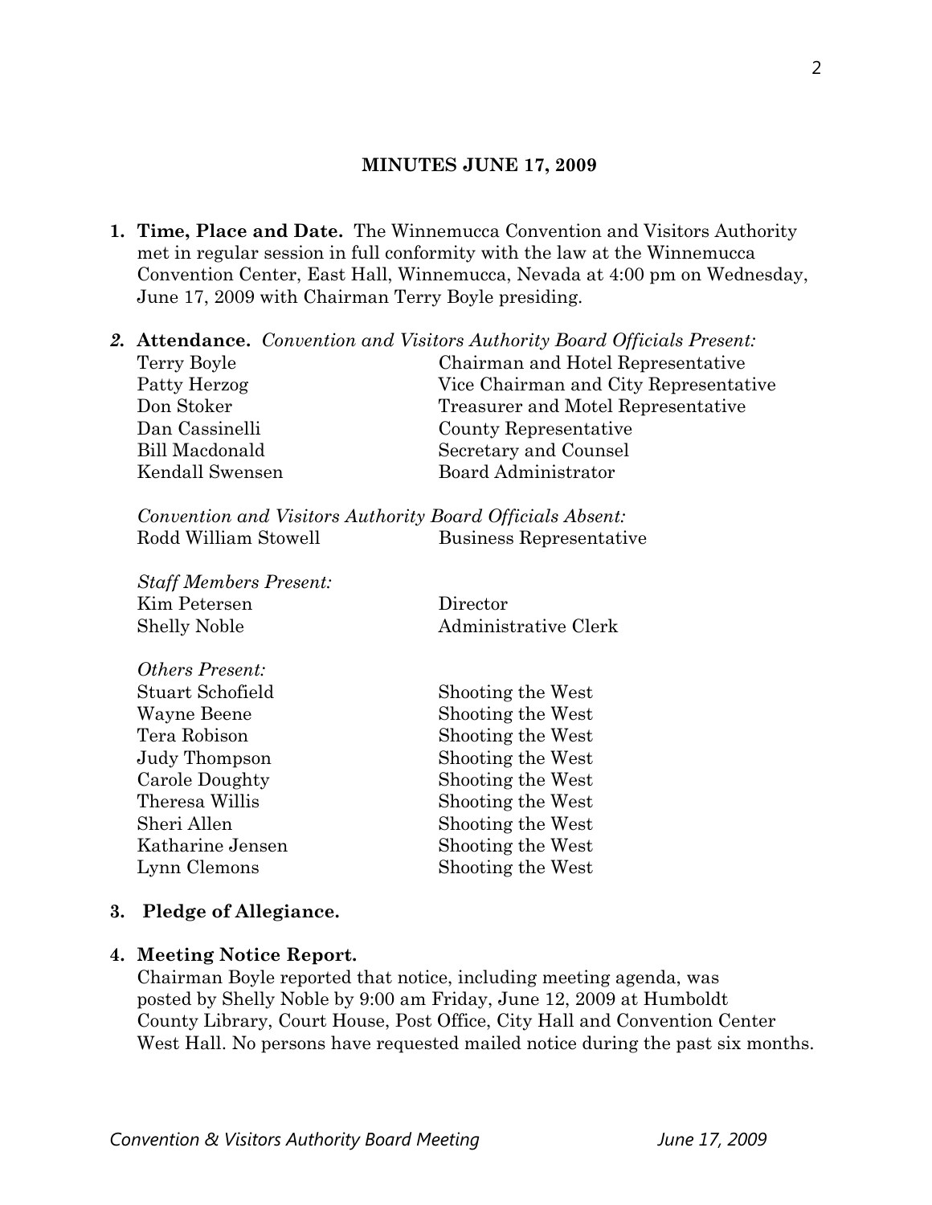**MINUTES JUNE 17, 2009**

1. **Time, Place and Date.** The Winnemucca Convention and Visitors Authority met in regular session in full conformity with the law at the Winnemucca Convention Center, East Hall, Winnemucca, Nevada at 4:00 pm on Wednesday, June 17, 2009 with Chairman Terry Boyle presiding.

2. **Attendance.** *Convention and Visitors Authority Board Officials Present:*

| | |
|---|---|
| Terry Boyle | Chairman and Hotel Representative |
| Patty Herzog | Vice Chairman and City Representative |
| Don Stoker | Treasurer and Motel Representative |
| Dan Cassinelli | County Representative |
| Bill Macdonald | Secretary and Counsel |
| Kendall Swensen | Board Administrator |

*Convention and Visitors Authority Board Officials Absent:*

| | |
|---|---|
| Rodd William Stowell | Business Representative |

*Staff Members Present:*

| | |
|---|---|
| Kim Petersen | Director |
| Shelly Noble | Administrative Clerk |

*Others Present:*

| | |
|---|---|
| Stuart Schofield | Shooting the West |
| Wayne Beene | Shooting the West |
| Tera Robison | Shooting the West |
| Judy Thompson | Shooting the West |
| Carole Doughty | Shooting the West |
| Theresa Willis | Shooting the West |
| Sheri Allen | Shooting the West |
| Katharine Jensen | Shooting the West |
| Lynn Clemons | Shooting the West |

3. **Pledge of Allegiance.**

4. **Meeting Notice Report.**
Chairman Boyle reported that notice, including meeting agenda, was posted by Shelly Noble by 9:00 am Friday, June 12, 2009 at Humboldt County Library, Court House, Post Office, City Hall and Convention Center West Hall. No persons have requested mailed notice during the past six months.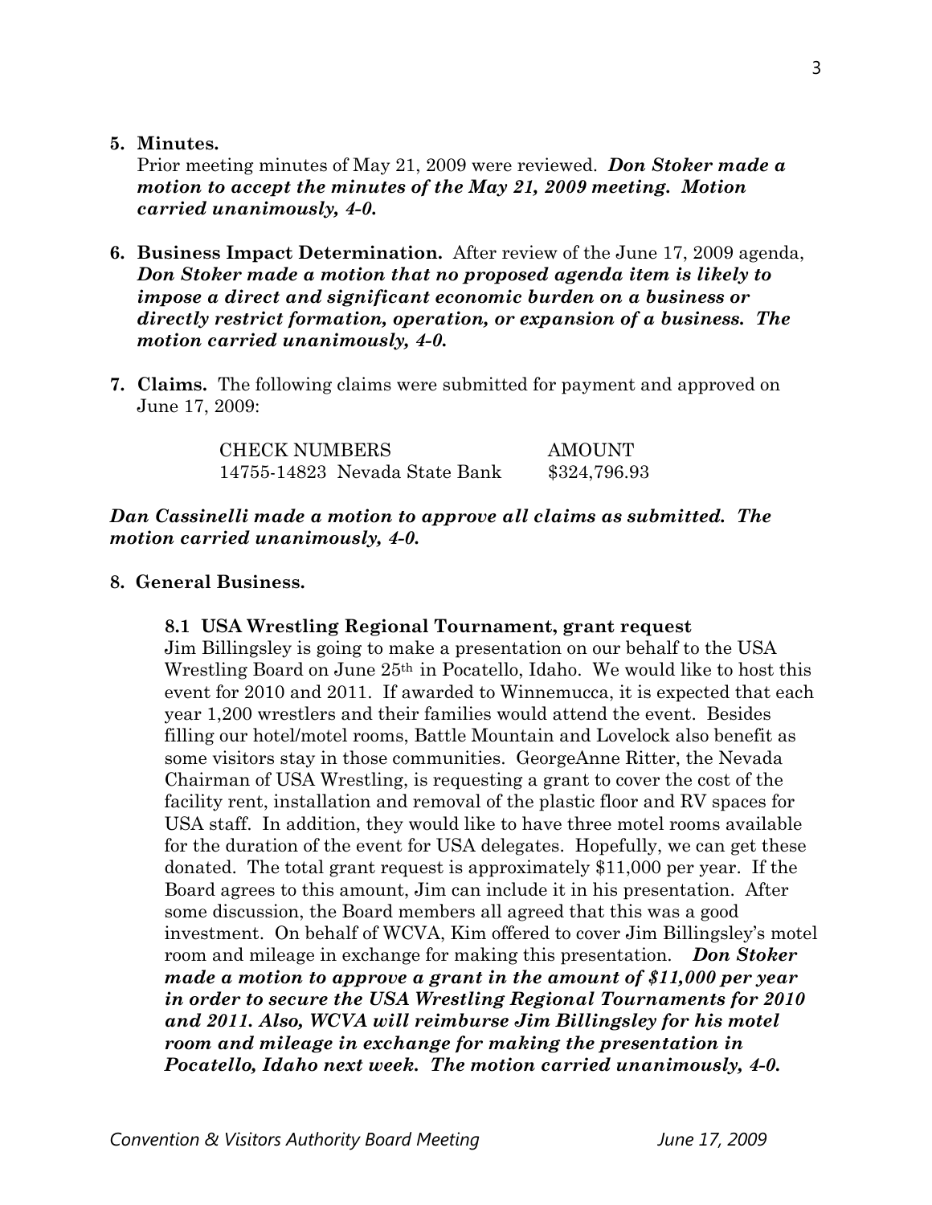**5. Minutes.**

Prior meeting minutes of May 21, 2009 were reviewed. ***Don Stoker made a motion to accept the minutes of the May 21, 2009 meeting. Motion carried unanimously, 4-0.***

**6. Business Impact Determination.** After review of the June 17, 2009 agenda, ***Don Stoker made a motion that no proposed agenda item is likely to impose a direct and significant economic burden on a business or directly restrict formation, operation, or expansion of a business. The motion carried unanimously, 4-0.***

**7. Claims.** The following claims were submitted for payment and approved on June 17, 2009:

| CHECK NUMBERS | AMOUNT |
|---|---|
| 14755-14823 Nevada State Bank | \$324,796.93 |

***Dan Cassinelli made a motion to approve all claims as submitted. The motion carried unanimously, 4-0.***

**8. General Business.**

**8.1 USA Wrestling Regional Tournament, grant request**

Jim Billingsley is going to make a presentation on our behalf to the USA Wrestling Board on June 25th in Pocatello, Idaho. We would like to host this event for 2010 and 2011. If awarded to Winnemucca, it is expected that each year 1,200 wrestlers and their families would attend the event. Besides filling our hotel/motel rooms, Battle Mountain and Lovelock also benefit as some visitors stay in those communities. GeorgeAnne Ritter, the Nevada Chairman of USA Wrestling, is requesting a grant to cover the cost of the facility rent, installation and removal of the plastic floor and RV spaces for USA staff. In addition, they would like to have three motel rooms available for the duration of the event for USA delegates. Hopefully, we can get these donated. The total grant request is approximately \$11,000 per year. If the Board agrees to this amount, Jim can include it in his presentation. After some discussion, the Board members all agreed that this was a good investment. On behalf of WCVA, Kim offered to cover Jim Billingsley's motel room and mileage in exchange for making this presentation. ***Don Stoker made a motion to approve a grant in the amount of \$11,000 per year in order to secure the USA Wrestling Regional Tournaments for 2010 and 2011. Also, WCVA will reimburse Jim Billingsley for his motel room and mileage in exchange for making the presentation in Pocatello, Idaho next week. The motion carried unanimously, 4-0.***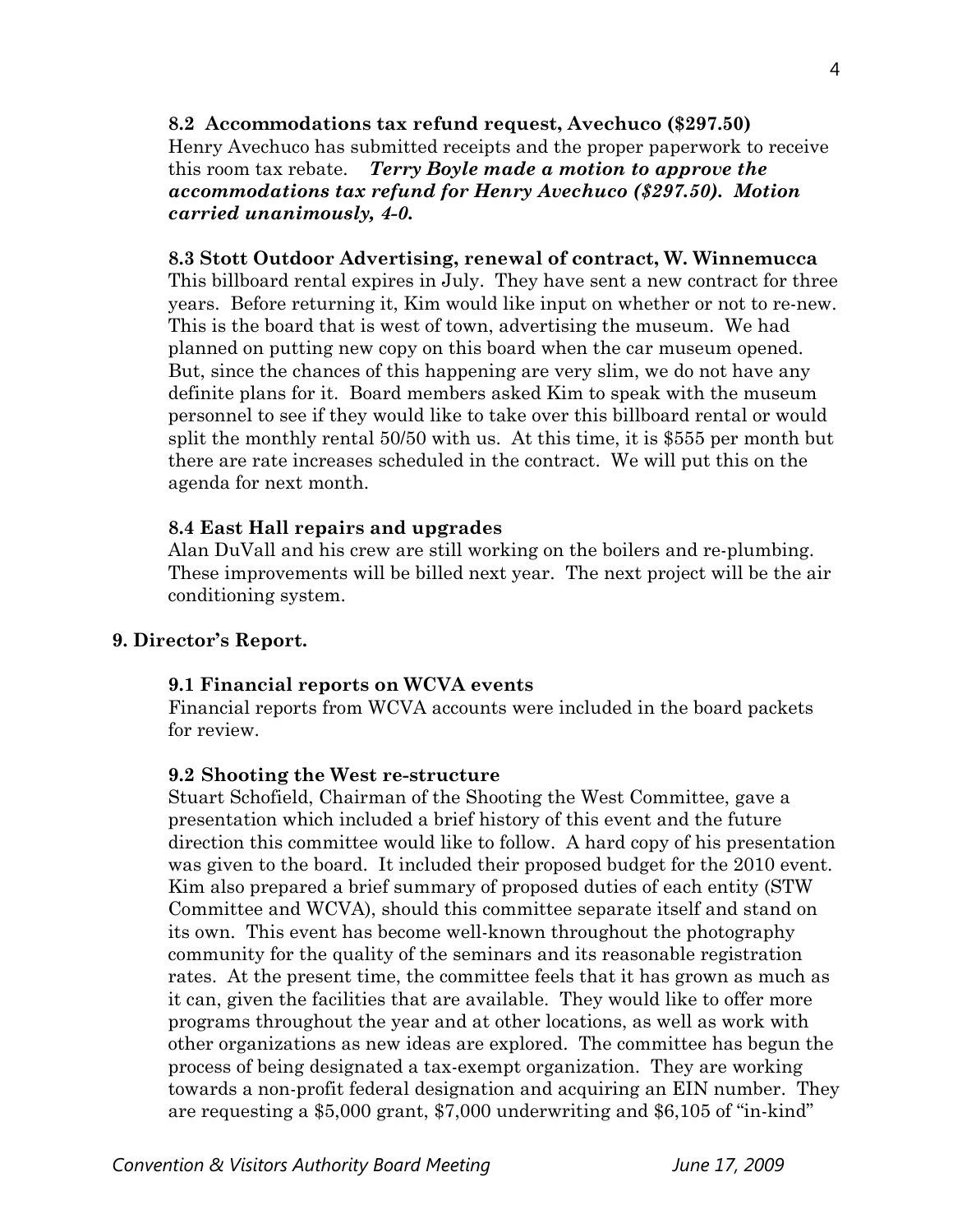**8.2 Accommodations tax refund request, Avechuco ($297.50)**

Henry Avechuco has submitted receipts and the proper paperwork to receive this room tax rebate. ***Terry Boyle made a motion to approve the accommodations tax refund for Henry Avechuco ($297.50). Motion carried unanimously, 4-0.***

**8.3 Stott Outdoor Advertising, renewal of contract, W. Winnemucca**

This billboard rental expires in July. They have sent a new contract for three years. Before returning it, Kim would like input on whether or not to re-new. This is the board that is west of town, advertising the museum. We had planned on putting new copy on this board when the car museum opened. But, since the chances of this happening are very slim, we do not have any definite plans for it. Board members asked Kim to speak with the museum personnel to see if they would like to take over this billboard rental or would split the monthly rental 50/50 with us. At this time, it is $555 per month but there are rate increases scheduled in the contract. We will put this on the agenda for next month.

**8.4 East Hall repairs and upgrades**

Alan DuVall and his crew are still working on the boilers and re-plumbing. These improvements will be billed next year. The next project will be the air conditioning system.

**9. Director's Report.**

**9.1 Financial reports on WCVA events**

Financial reports from WCVA accounts were included in the board packets for review.

**9.2 Shooting the West re-structure**

Stuart Schofield, Chairman of the Shooting the West Committee, gave a presentation which included a brief history of this event and the future direction this committee would like to follow. A hard copy of his presentation was given to the board. It included their proposed budget for the 2010 event. Kim also prepared a brief summary of proposed duties of each entity (STW Committee and WCVA), should this committee separate itself and stand on its own. This event has become well-known throughout the photography community for the quality of the seminars and its reasonable registration rates. At the present time, the committee feels that it has grown as much as it can, given the facilities that are available. They would like to offer more programs throughout the year and at other locations, as well as work with other organizations as new ideas are explored. The committee has begun the process of being designated a tax-exempt organization. They are working towards a non-profit federal designation and acquiring an EIN number. They are requesting a $5,000 grant, $7,000 underwriting and $6,105 of "in-kind"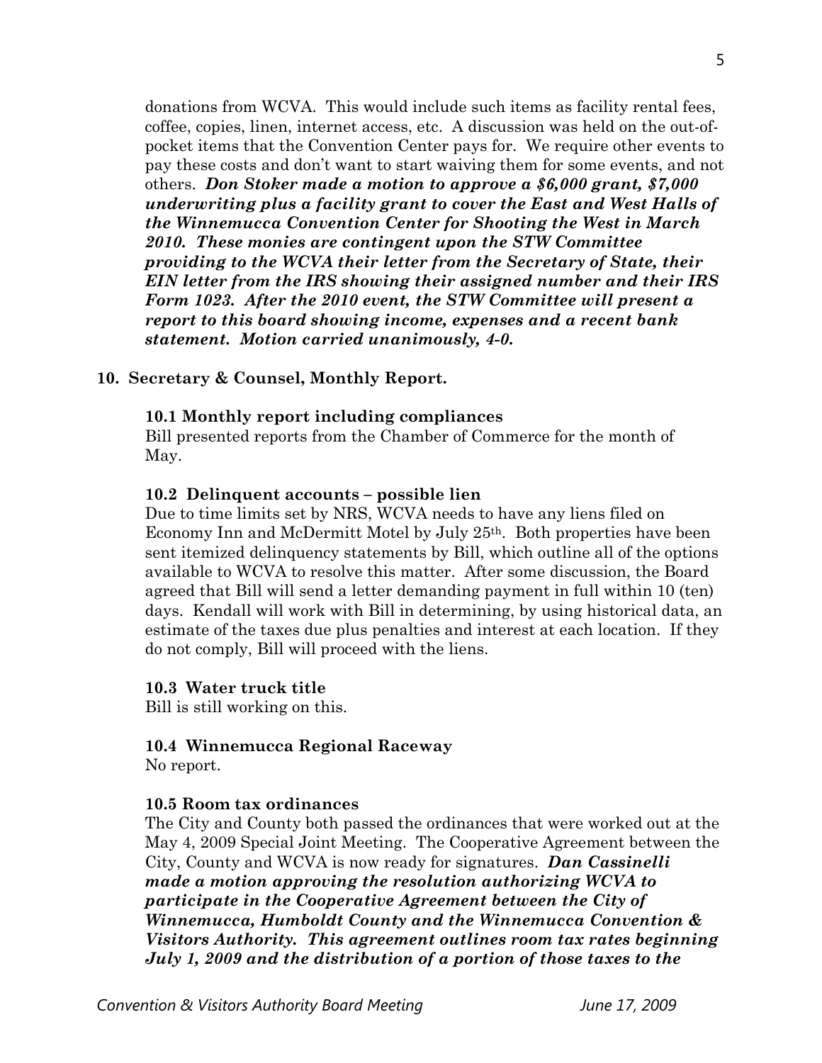donations from WCVA. This would include such items as facility rental fees, coffee, copies, linen, internet access, etc. A discussion was held on the out-of-pocket items that the Convention Center pays for. We require other events to pay these costs and don't want to start waiving them for some events, and not others. ***Don Stoker made a motion to approve a $6,000 grant, $7,000 underwriting plus a facility grant to cover the East and West Halls of the Winnemucca Convention Center for Shooting the West in March 2010. These monies are contingent upon the STW Committee providing to the WCVA their letter from the Secretary of State, their EIN letter from the IRS showing their assigned number and their IRS Form 1023. After the 2010 event, the STW Committee will present a report to this board showing income, expenses and a recent bank statement. Motion carried unanimously, 4-0.***

**10. Secretary & Counsel, Monthly Report.**

**10.1 Monthly report including compliances**

Bill presented reports from the Chamber of Commerce for the month of May.

**10.2 Delinquent accounts – possible lien**

Due to time limits set by NRS, WCVA needs to have any liens filed on Economy Inn and McDermitt Motel by July 25th. Both properties have been sent itemized delinquency statements by Bill, which outline all of the options available to WCVA to resolve this matter. After some discussion, the Board agreed that Bill will send a letter demanding payment in full within 10 (ten) days. Kendall will work with Bill in determining, by using historical data, an estimate of the taxes due plus penalties and interest at each location. If they do not comply, Bill will proceed with the liens.

**10.3 Water truck title**

Bill is still working on this.

**10.4 Winnemucca Regional Raceway**

No report.

**10.5 Room tax ordinances**

The City and County both passed the ordinances that were worked out at the May 4, 2009 Special Joint Meeting. The Cooperative Agreement between the City, County and WCVA is now ready for signatures. ***Dan Cassinelli made a motion approving the resolution authorizing WCVA to participate in the Cooperative Agreement between the City of Winnemucca, Humboldt County and the Winnemucca Convention & Visitors Authority. This agreement outlines room tax rates beginning July 1, 2009 and the distribution of a portion of those taxes to the***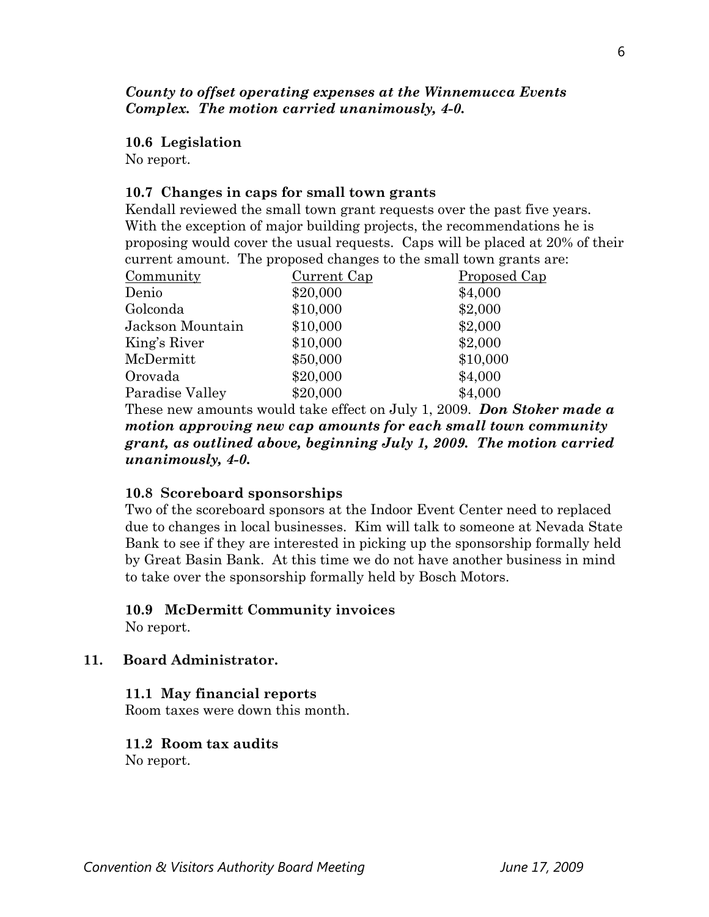***County to offset operating expenses at the Winnemucca Events Complex. The motion carried unanimously, 4-0.***

**10.6 Legislation**

No report.

**10.7 Changes in caps for small town grants**

Kendall reviewed the small town grant requests over the past five years. With the exception of major building projects, the recommendations he is proposing would cover the usual requests. Caps will be placed at 20% of their current amount. The proposed changes to the small town grants are:

| Community | Current Cap | Proposed Cap |
|---|---|---|
| Denio | \$20,000 | \$4,000 |
| Golconda | \$10,000 | \$2,000 |
| Jackson Mountain | \$10,000 | \$2,000 |
| King's River | \$10,000 | \$2,000 |
| McDermitt | \$50,000 | \$10,000 |
| Orovada | \$20,000 | \$4,000 |
| Paradise Valley | \$20,000 | \$4,000 |

These new amounts would take effect on July 1, 2009. ***Don Stoker made a motion approving new cap amounts for each small town community grant, as outlined above, beginning July 1, 2009. The motion carried unanimously, 4-0.***

**10.8 Scoreboard sponsorships**

Two of the scoreboard sponsors at the Indoor Event Center need to replaced due to changes in local businesses. Kim will talk to someone at Nevada State Bank to see if they are interested in picking up the sponsorship formally held by Great Basin Bank. At this time we do not have another business in mind to take over the sponsorship formally held by Bosch Motors.

**10.9 McDermitt Community invoices**

No report.

**11. Board Administrator.**

**11.1 May financial reports**

Room taxes were down this month.

**11.2 Room tax audits**

No report.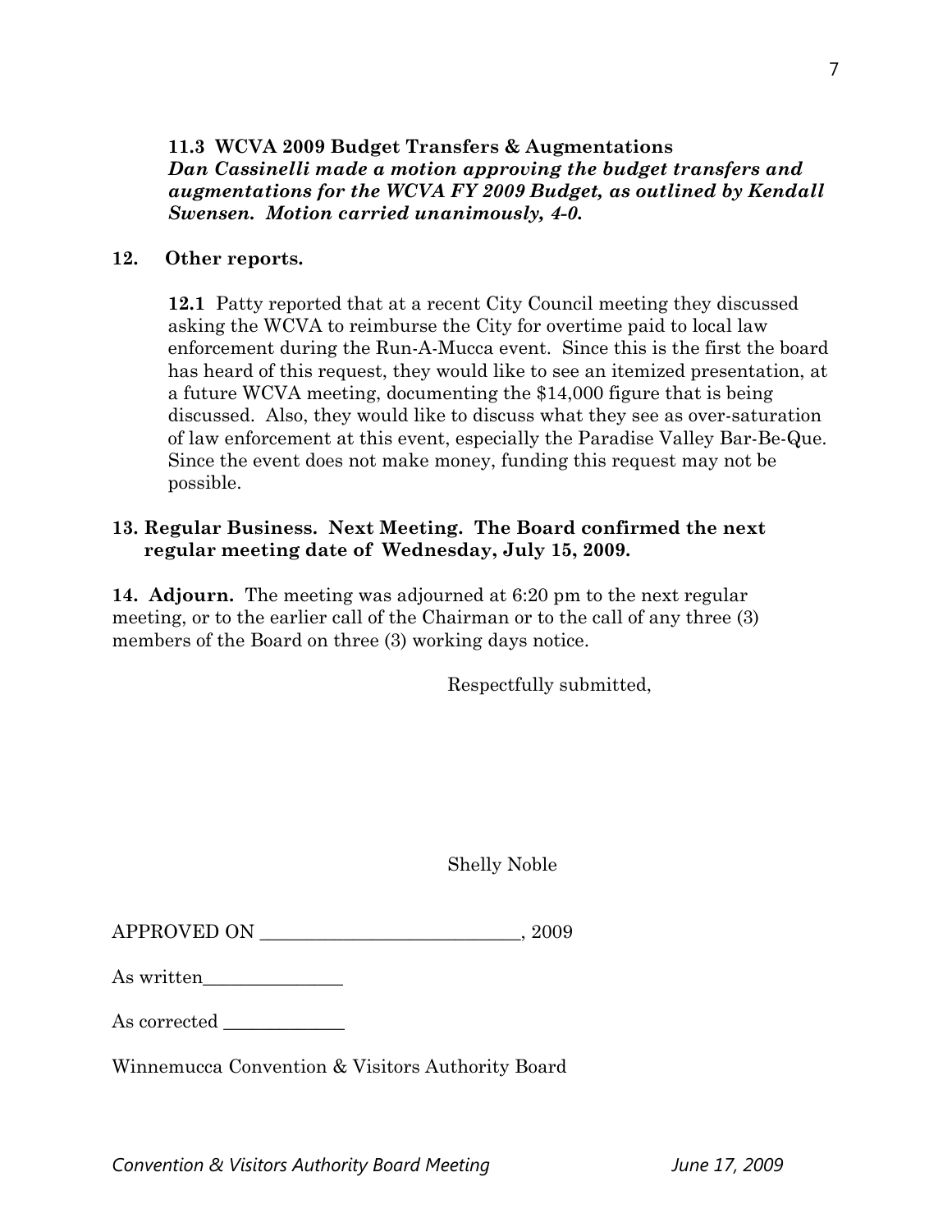**11.3 WCVA 2009 Budget Transfers & Augmentations**
***Dan Cassinelli made a motion approving the budget transfers and augmentations for the WCVA FY 2009 Budget, as outlined by Kendall Swensen. Motion carried unanimously, 4-0.***

**12. Other reports.**

**12.1** Patty reported that at a recent City Council meeting they discussed asking the WCVA to reimburse the City for overtime paid to local law enforcement during the Run-A-Mucca event. Since this is the first the board has heard of this request, they would like to see an itemized presentation, at a future WCVA meeting, documenting the $14,000 figure that is being discussed. Also, they would like to discuss what they see as over-saturation of law enforcement at this event, especially the Paradise Valley Bar-Be-Que. Since the event does not make money, funding this request may not be possible.

**13. Regular Business. Next Meeting. The Board confirmed the next regular meeting date of Wednesday, July 15, 2009.**

**14. Adjourn.** The meeting was adjourned at 6:20 pm to the next regular meeting, or to the earlier call of the Chairman or to the call of any three (3) members of the Board on three (3) working days notice.

Respectfully submitted,

Shelly Noble

APPROVED ON ____________________________, 2009

As written_______________

As corrected _____________

Winnemucca Convention & Visitors Authority Board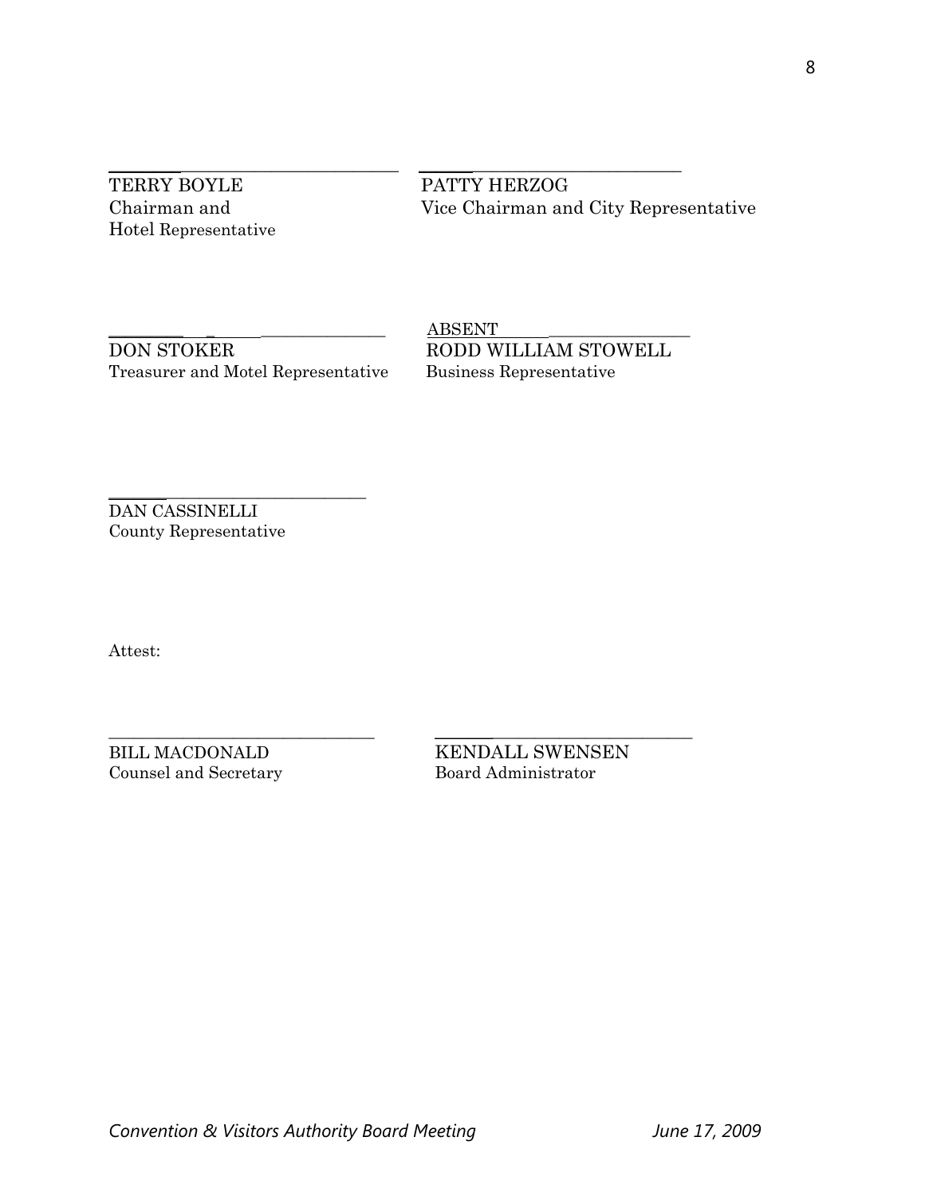\_\_\_\_\_\_\_\_\_\_\_\_\_\_\_\_\_\_\_\_\_\_\_\_\_\_\_\_\_\_\_\_\_
TERRY BOYLE
Chairman and
Hotel Representative

\_\_\_\_\_\_\_\_\_\_\_\_\_\_\_\_\_\_\_\_\_\_\_\_\_\_\_\_\_\_\_\_\_
PATTY HERZOG
Vice Chairman and City Representative

\_\_\_\_\_\_\_\_\_\_\_\_\_\_\_\_\_\_\_\_\_\_\_\_\_\_\_\_\_\_\_\_\_
DON STOKER
Treasurer and Motel Representative

ABSENT\_\_\_\_\_\_\_\_\_\_\_\_\_\_\_\_\_\_\_\_\_\_\_\_
RODD WILLIAM STOWELL
Business Representative

\_\_\_\_\_\_\_\_\_\_\_\_\_\_\_\_\_\_\_\_\_\_\_\_\_\_\_\_\_\_\_\_\_
DAN CASSINELLI
County Representative

Attest:

\_\_\_\_\_\_\_\_\_\_\_\_\_\_\_\_\_\_\_\_\_\_\_\_\_\_\_\_\_\_\_\_\_
BILL MACDONALD
Counsel and Secretary

\_\_\_\_\_\_\_\_\_\_\_\_\_\_\_\_\_\_\_\_\_\_\_\_\_\_\_\_\_\_\_\_\_
KENDALL SWENSEN
Board Administrator